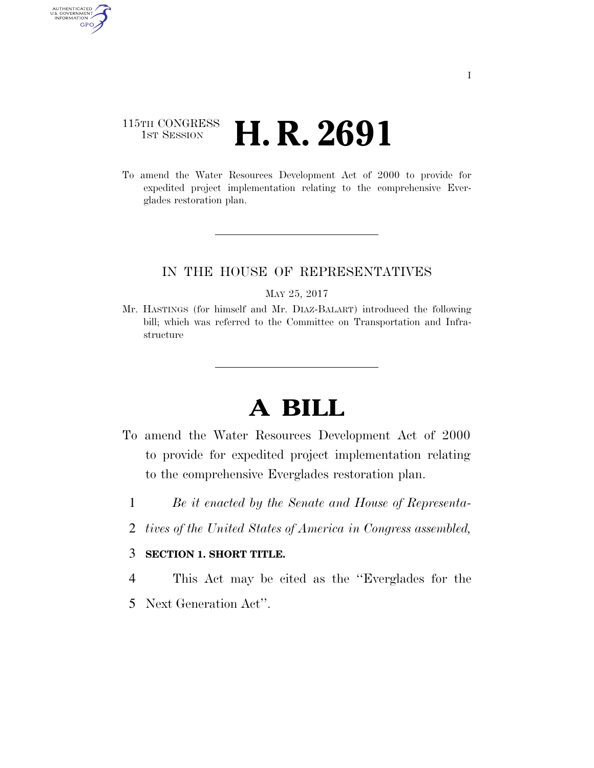115TH CONGRESS
1ST SESSION

# H. R. 2691

To amend the Water Resources Development Act of 2000 to provide for expedited project implementation relating to the comprehensive Everglades restoration plan.

IN THE HOUSE OF REPRESENTATIVES

MAY 25, 2017

Mr. HASTINGS (for himself and Mr. DIAZ-BALART) introduced the following bill; which was referred to the Committee on Transportation and Infrastructure

# A BILL

To amend the Water Resources Development Act of 2000 to provide for expedited project implementation relating to the comprehensive Everglades restoration plan.

1 *Be it enacted by the Senate and House of Representa-*
2 *tives of the United States of America in Congress assembled,*

3 **SECTION 1. SHORT TITLE.**

4 This Act may be cited as the ''Everglades for the
5 Next Generation Act''.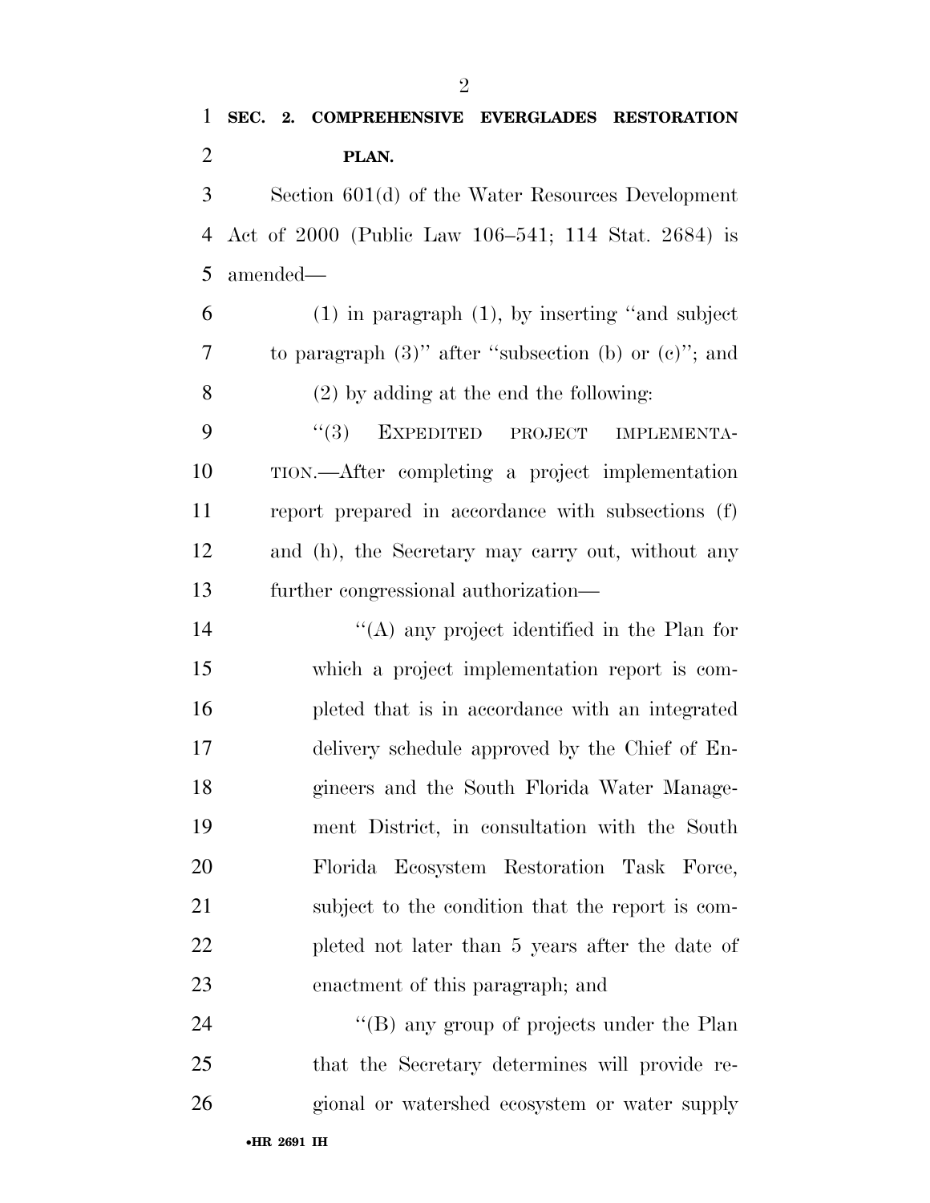**SEC. 2. COMPREHENSIVE EVERGLADES RESTORATION PLAN.**

Section 601(d) of the Water Resources Development Act of 2000 (Public Law 106–541; 114 Stat. 2684) is amended—

(1) in paragraph (1), by inserting "and subject to paragraph (3)" after "subsection (b) or (c)"; and

(2) by adding at the end the following:

"(3) EXPEDITED PROJECT IMPLEMENTATION.—After completing a project implementation report prepared in accordance with subsections (f) and (h), the Secretary may carry out, without any further congressional authorization—

"(A) any project identified in the Plan for which a project implementation report is completed that is in accordance with an integrated delivery schedule approved by the Chief of Engineers and the South Florida Water Management District, in consultation with the South Florida Ecosystem Restoration Task Force, subject to the condition that the report is completed not later than 5 years after the date of enactment of this paragraph; and

"(B) any group of projects under the Plan that the Secretary determines will provide regional or watershed ecosystem or water supply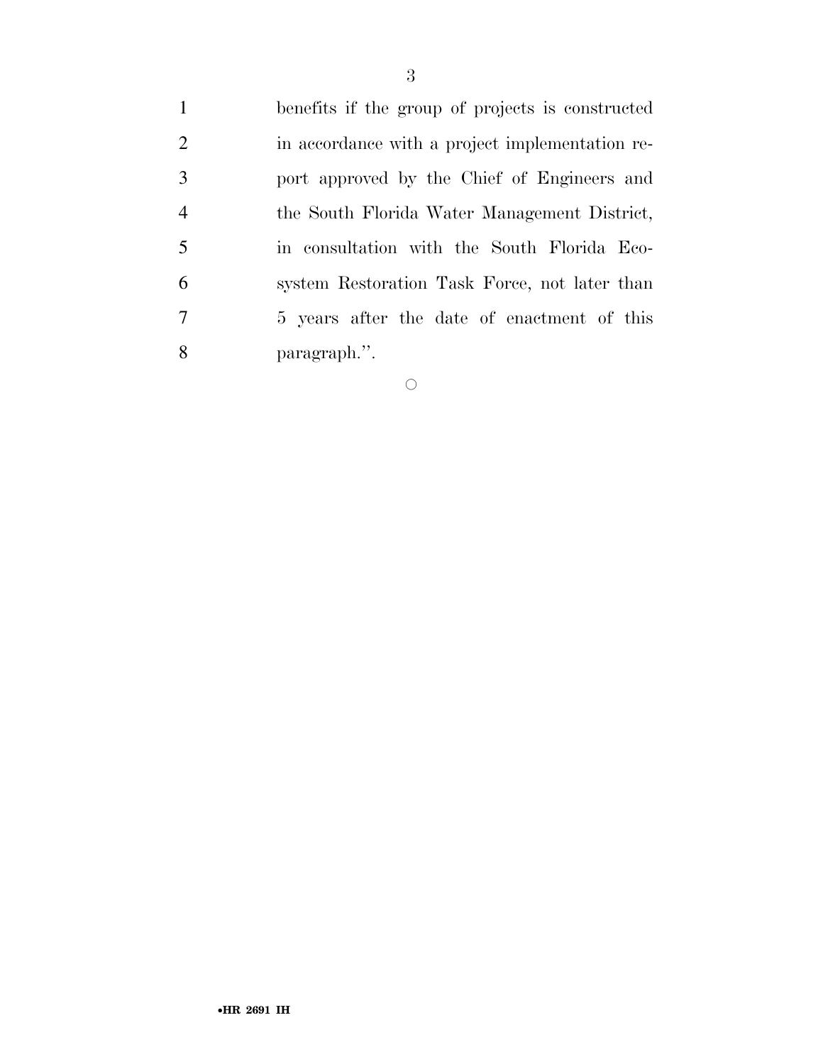benefits if the group of projects is constructed in accordance with a project implementation report approved by the Chief of Engineers and the South Florida Water Management District, in consultation with the South Florida Ecosystem Restoration Task Force, not later than 5 years after the date of enactment of this paragraph.''.

○